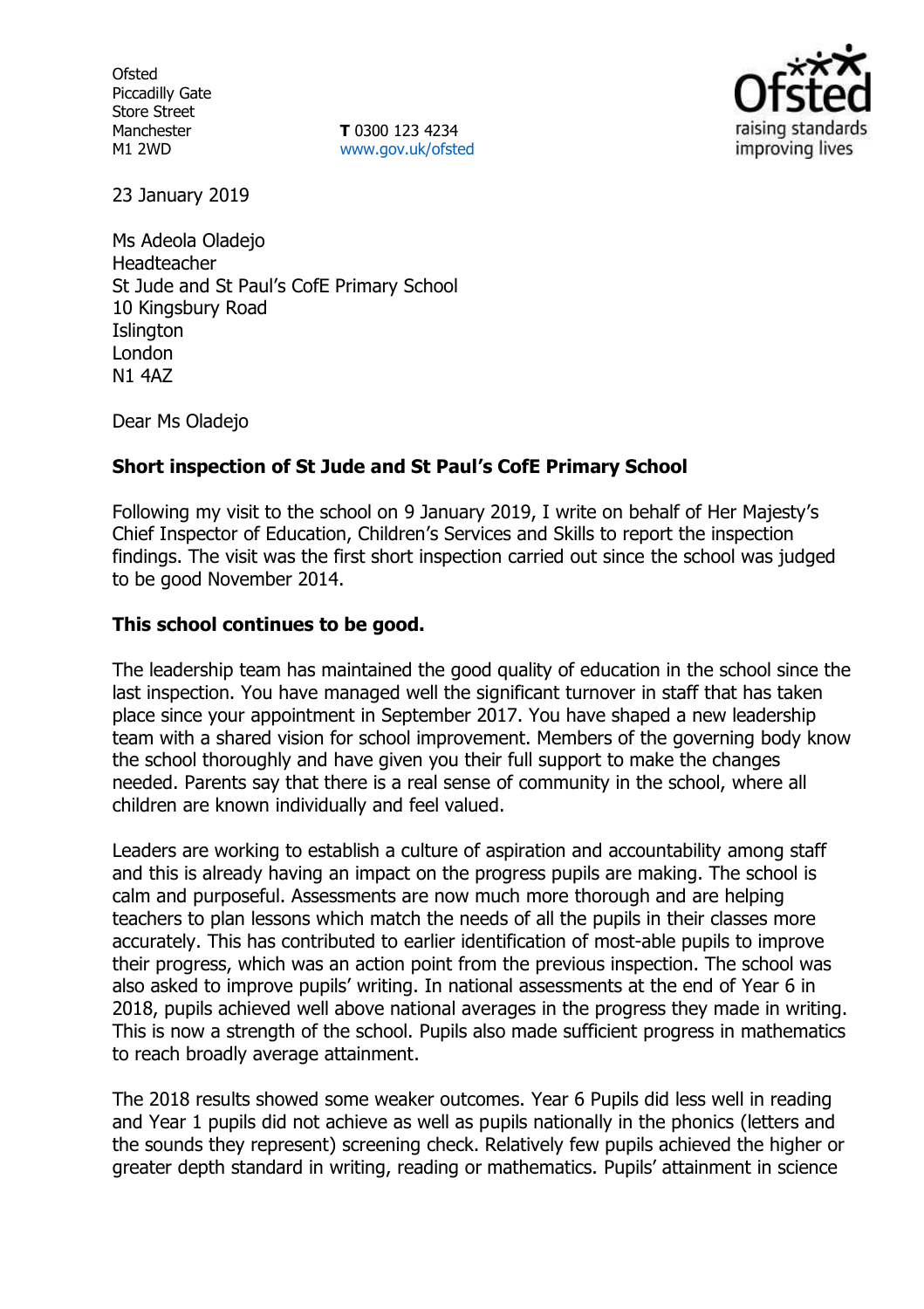Ofsted
Piccadilly Gate
Store Street
Manchester
M1 2WD

**T** 0300 123 4234
www.gov.uk/ofsted

23 January 2019

Ms Adeola Oladejo
Headteacher
St Jude and St Paul's CofE Primary School
10 Kingsbury Road
Islington
London
N1 4AZ

Dear Ms Oladejo

**Short inspection of St Jude and St Paul's CofE Primary School**

Following my visit to the school on 9 January 2019, I write on behalf of Her Majesty's Chief Inspector of Education, Children's Services and Skills to report the inspection findings. The visit was the first short inspection carried out since the school was judged to be good November 2014.

**This school continues to be good.**

The leadership team has maintained the good quality of education in the school since the last inspection. You have managed well the significant turnover in staff that has taken place since your appointment in September 2017. You have shaped a new leadership team with a shared vision for school improvement. Members of the governing body know the school thoroughly and have given you their full support to make the changes needed. Parents say that there is a real sense of community in the school, where all children are known individually and feel valued.

Leaders are working to establish a culture of aspiration and accountability among staff and this is already having an impact on the progress pupils are making. The school is calm and purposeful. Assessments are now much more thorough and are helping teachers to plan lessons which match the needs of all the pupils in their classes more accurately. This has contributed to earlier identification of most-able pupils to improve their progress, which was an action point from the previous inspection. The school was also asked to improve pupils' writing. In national assessments at the end of Year 6 in 2018, pupils achieved well above national averages in the progress they made in writing. This is now a strength of the school. Pupils also made sufficient progress in mathematics to reach broadly average attainment.

The 2018 results showed some weaker outcomes. Year 6 Pupils did less well in reading and Year 1 pupils did not achieve as well as pupils nationally in the phonics (letters and the sounds they represent) screening check. Relatively few pupils achieved the higher or greater depth standard in writing, reading or mathematics. Pupils' attainment in science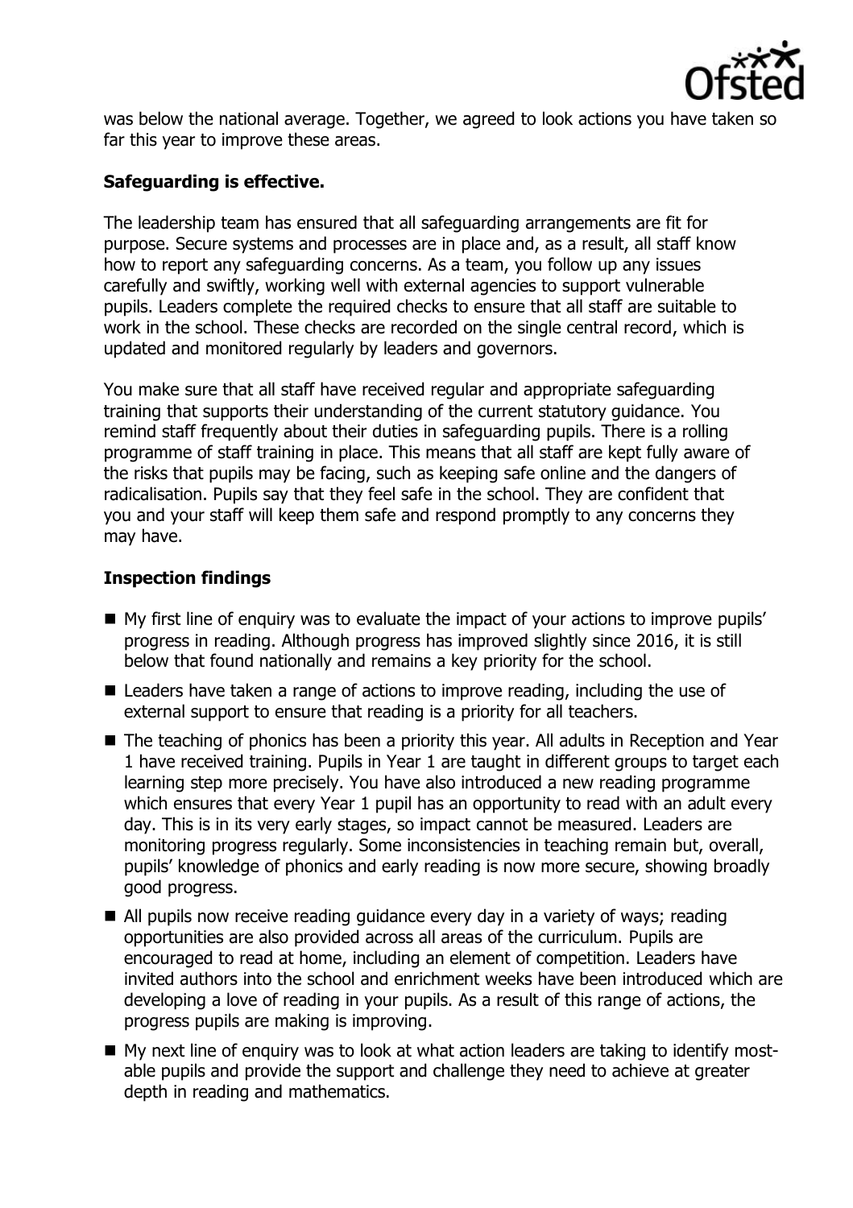was below the national average. Together, we agreed to look actions you have taken so far this year to improve these areas.

**Safeguarding is effective.**

The leadership team has ensured that all safeguarding arrangements are fit for purpose. Secure systems and processes are in place and, as a result, all staff know how to report any safeguarding concerns. As a team, you follow up any issues carefully and swiftly, working well with external agencies to support vulnerable pupils. Leaders complete the required checks to ensure that all staff are suitable to work in the school. These checks are recorded on the single central record, which is updated and monitored regularly by leaders and governors.

You make sure that all staff have received regular and appropriate safeguarding training that supports their understanding of the current statutory guidance. You remind staff frequently about their duties in safeguarding pupils. There is a rolling programme of staff training in place. This means that all staff are kept fully aware of the risks that pupils may be facing, such as keeping safe online and the dangers of radicalisation. Pupils say that they feel safe in the school. They are confident that you and your staff will keep them safe and respond promptly to any concerns they may have.

**Inspection findings**

- My first line of enquiry was to evaluate the impact of your actions to improve pupils' progress in reading. Although progress has improved slightly since 2016, it is still below that found nationally and remains a key priority for the school.
- Leaders have taken a range of actions to improve reading, including the use of external support to ensure that reading is a priority for all teachers.
- The teaching of phonics has been a priority this year. All adults in Reception and Year 1 have received training. Pupils in Year 1 are taught in different groups to target each learning step more precisely. You have also introduced a new reading programme which ensures that every Year 1 pupil has an opportunity to read with an adult every day. This is in its very early stages, so impact cannot be measured. Leaders are monitoring progress regularly. Some inconsistencies in teaching remain but, overall, pupils' knowledge of phonics and early reading is now more secure, showing broadly good progress.
- All pupils now receive reading guidance every day in a variety of ways; reading opportunities are also provided across all areas of the curriculum. Pupils are encouraged to read at home, including an element of competition. Leaders have invited authors into the school and enrichment weeks have been introduced which are developing a love of reading in your pupils. As a result of this range of actions, the progress pupils are making is improving.
- My next line of enquiry was to look at what action leaders are taking to identify most-able pupils and provide the support and challenge they need to achieve at greater depth in reading and mathematics.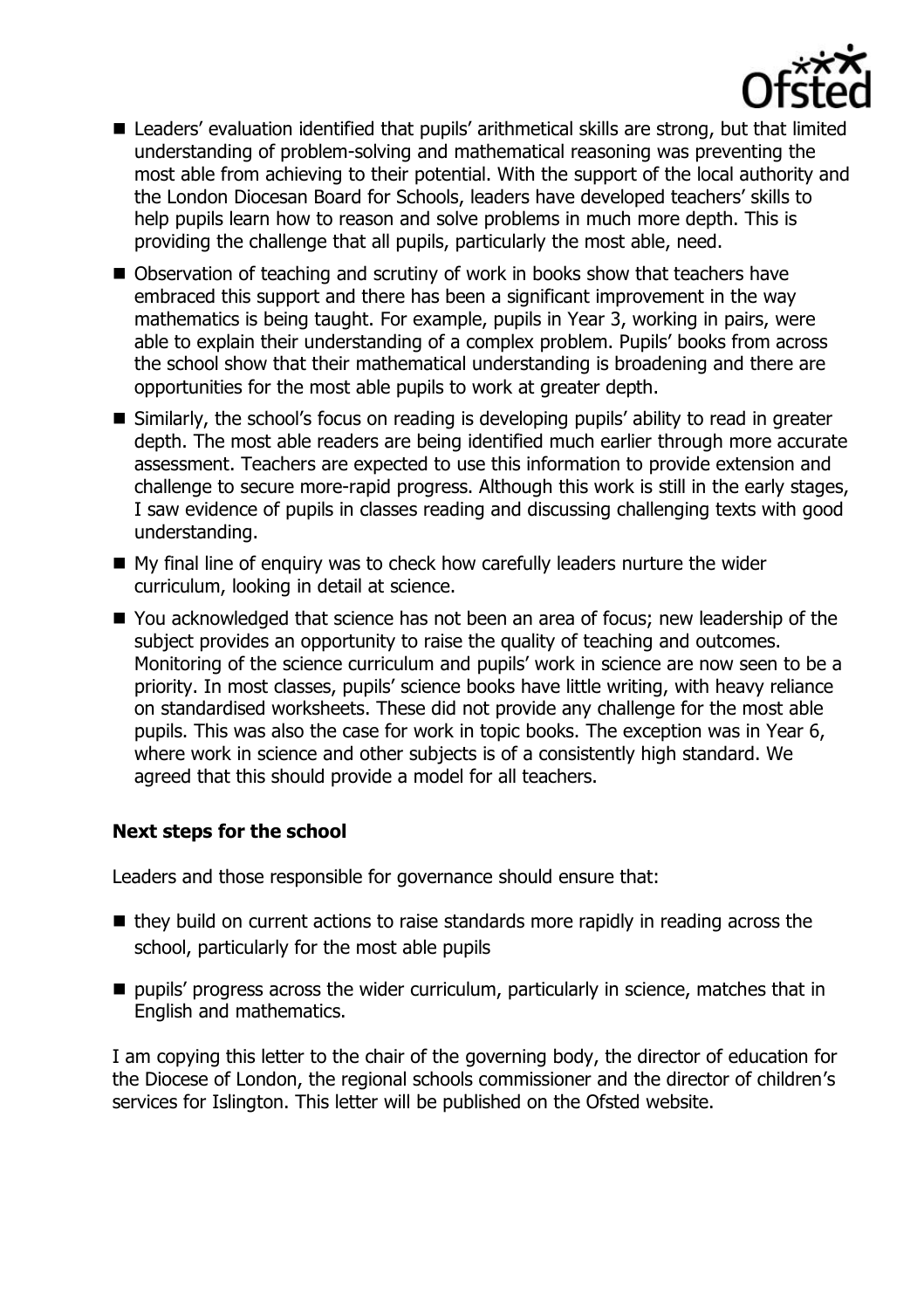- Leaders' evaluation identified that pupils' arithmetical skills are strong, but that limited understanding of problem-solving and mathematical reasoning was preventing the most able from achieving to their potential. With the support of the local authority and the London Diocesan Board for Schools, leaders have developed teachers' skills to help pupils learn how to reason and solve problems in much more depth. This is providing the challenge that all pupils, particularly the most able, need.
- Observation of teaching and scrutiny of work in books show that teachers have embraced this support and there has been a significant improvement in the way mathematics is being taught. For example, pupils in Year 3, working in pairs, were able to explain their understanding of a complex problem. Pupils' books from across the school show that their mathematical understanding is broadening and there are opportunities for the most able pupils to work at greater depth.
- Similarly, the school's focus on reading is developing pupils' ability to read in greater depth. The most able readers are being identified much earlier through more accurate assessment. Teachers are expected to use this information to provide extension and challenge to secure more-rapid progress. Although this work is still in the early stages, I saw evidence of pupils in classes reading and discussing challenging texts with good understanding.
- My final line of enquiry was to check how carefully leaders nurture the wider curriculum, looking in detail at science.
- You acknowledged that science has not been an area of focus; new leadership of the subject provides an opportunity to raise the quality of teaching and outcomes. Monitoring of the science curriculum and pupils' work in science are now seen to be a priority. In most classes, pupils' science books have little writing, with heavy reliance on standardised worksheets. These did not provide any challenge for the most able pupils. This was also the case for work in topic books. The exception was in Year 6, where work in science and other subjects is of a consistently high standard. We agreed that this should provide a model for all teachers.

**Next steps for the school**

Leaders and those responsible for governance should ensure that:

- they build on current actions to raise standards more rapidly in reading across the school, particularly for the most able pupils
- pupils' progress across the wider curriculum, particularly in science, matches that in English and mathematics.

I am copying this letter to the chair of the governing body, the director of education for the Diocese of London, the regional schools commissioner and the director of children's services for Islington. This letter will be published on the Ofsted website.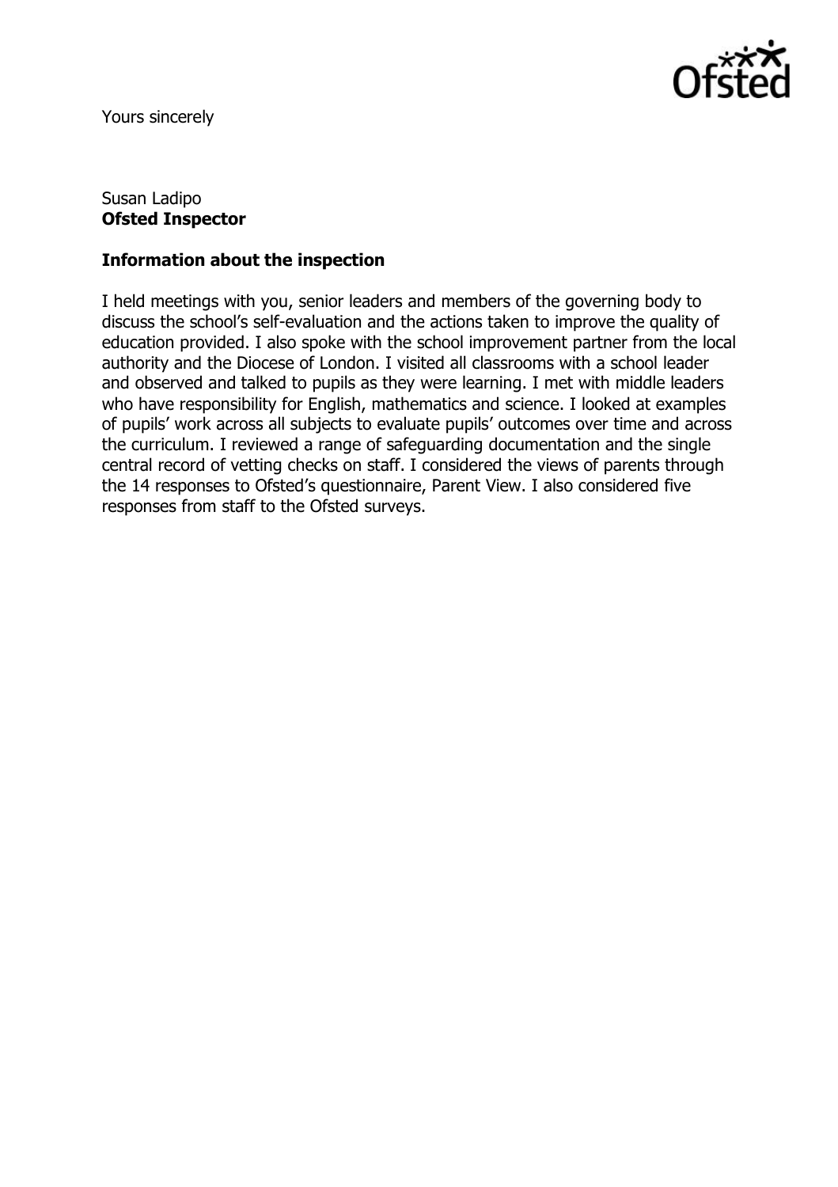Yours sincerely

Susan Ladipo
**Ofsted Inspector**

**Information about the inspection**

I held meetings with you, senior leaders and members of the governing body to discuss the school's self-evaluation and the actions taken to improve the quality of education provided. I also spoke with the school improvement partner from the local authority and the Diocese of London. I visited all classrooms with a school leader and observed and talked to pupils as they were learning. I met with middle leaders who have responsibility for English, mathematics and science. I looked at examples of pupils' work across all subjects to evaluate pupils' outcomes over time and across the curriculum. I reviewed a range of safeguarding documentation and the single central record of vetting checks on staff. I considered the views of parents through the 14 responses to Ofsted's questionnaire, Parent View. I also considered five responses from staff to the Ofsted surveys.